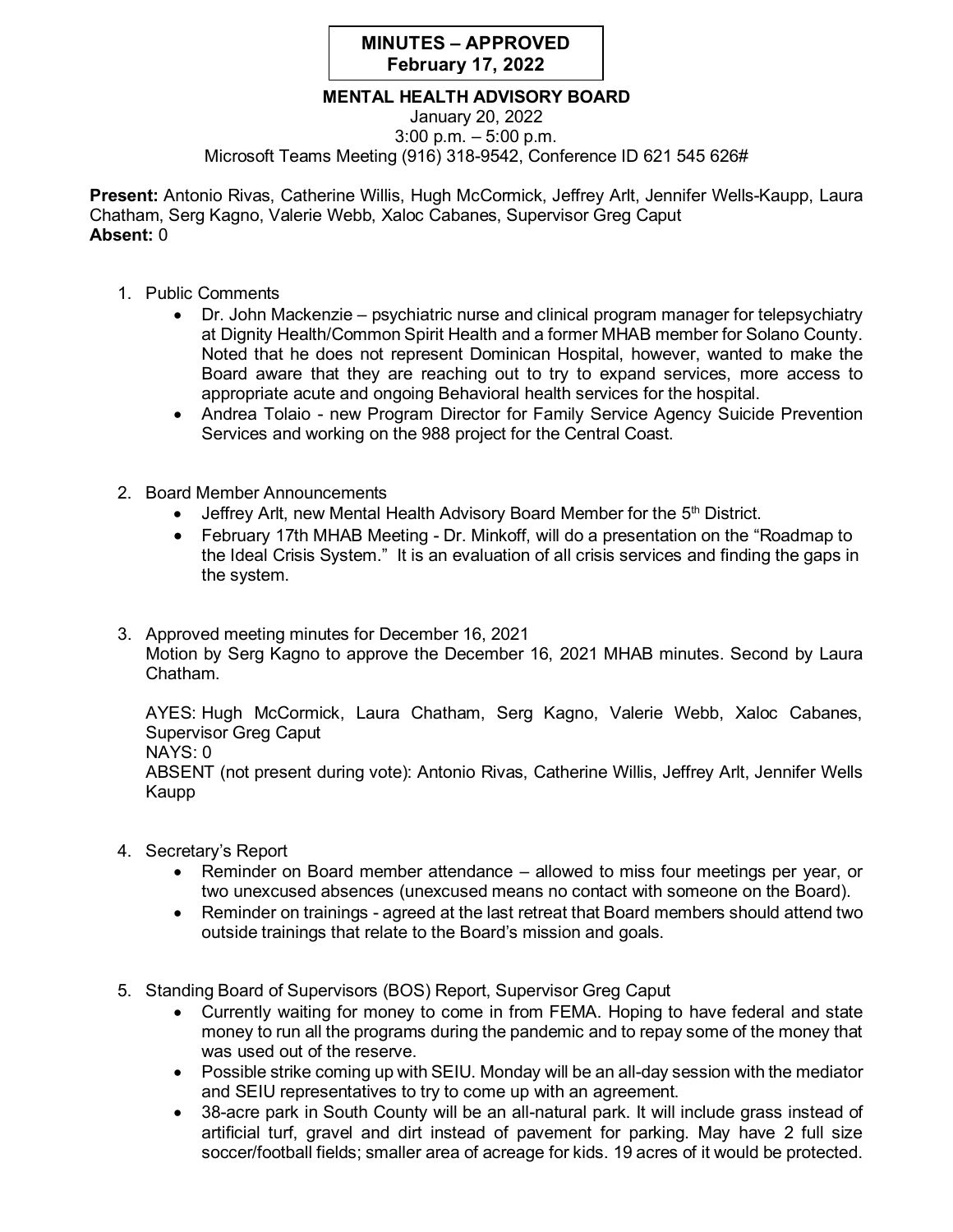**MINUTES – APPROVED**
**February 17, 2022**

## MENTAL HEALTH ADVISORY BOARD

January 20, 2022
3:00 p.m. – 5:00 p.m.
Microsoft Teams Meeting (916) 318-9542, Conference ID 621 545 626#

**Present:** Antonio Rivas, Catherine Willis, Hugh McCormick, Jeffrey Arlt, Jennifer Wells-Kaupp, Laura Chatham, Serg Kagno, Valerie Webb, Xaloc Cabanes, Supervisor Greg Caput
**Absent:** 0

1. Public Comments
   - Dr. John Mackenzie – psychiatric nurse and clinical program manager for telepsychiatry at Dignity Health/Common Spirit Health and a former MHAB member for Solano County. Noted that he does not represent Dominican Hospital, however, wanted to make the Board aware that they are reaching out to try to expand services, more access to appropriate acute and ongoing Behavioral health services for the hospital.
   - Andrea Tolaio - new Program Director for Family Service Agency Suicide Prevention Services and working on the 988 project for the Central Coast.

2. Board Member Announcements
   - Jeffrey Arlt, new Mental Health Advisory Board Member for the 5th District.
   - February 17th MHAB Meeting - Dr. Minkoff, will do a presentation on the "Roadmap to the Ideal Crisis System." It is an evaluation of all crisis services and finding the gaps in the system.

3. Approved meeting minutes for December 16, 2021
   Motion by Serg Kagno to approve the December 16, 2021 MHAB minutes. Second by Laura Chatham.

   AYES: Hugh McCormick, Laura Chatham, Serg Kagno, Valerie Webb, Xaloc Cabanes, Supervisor Greg Caput
   NAYS: 0
   ABSENT (not present during vote): Antonio Rivas, Catherine Willis, Jeffrey Arlt, Jennifer Wells Kaupp

4. Secretary's Report
   - Reminder on Board member attendance – allowed to miss four meetings per year, or two unexcused absences (unexcused means no contact with someone on the Board).
   - Reminder on trainings - agreed at the last retreat that Board members should attend two outside trainings that relate to the Board's mission and goals.

5. Standing Board of Supervisors (BOS) Report, Supervisor Greg Caput
   - Currently waiting for money to come in from FEMA. Hoping to have federal and state money to run all the programs during the pandemic and to repay some of the money that was used out of the reserve.
   - Possible strike coming up with SEIU. Monday will be an all-day session with the mediator and SEIU representatives to try to come up with an agreement.
   - 38-acre park in South County will be an all-natural park. It will include grass instead of artificial turf, gravel and dirt instead of pavement for parking. May have 2 full size soccer/football fields; smaller area of acreage for kids. 19 acres of it would be protected.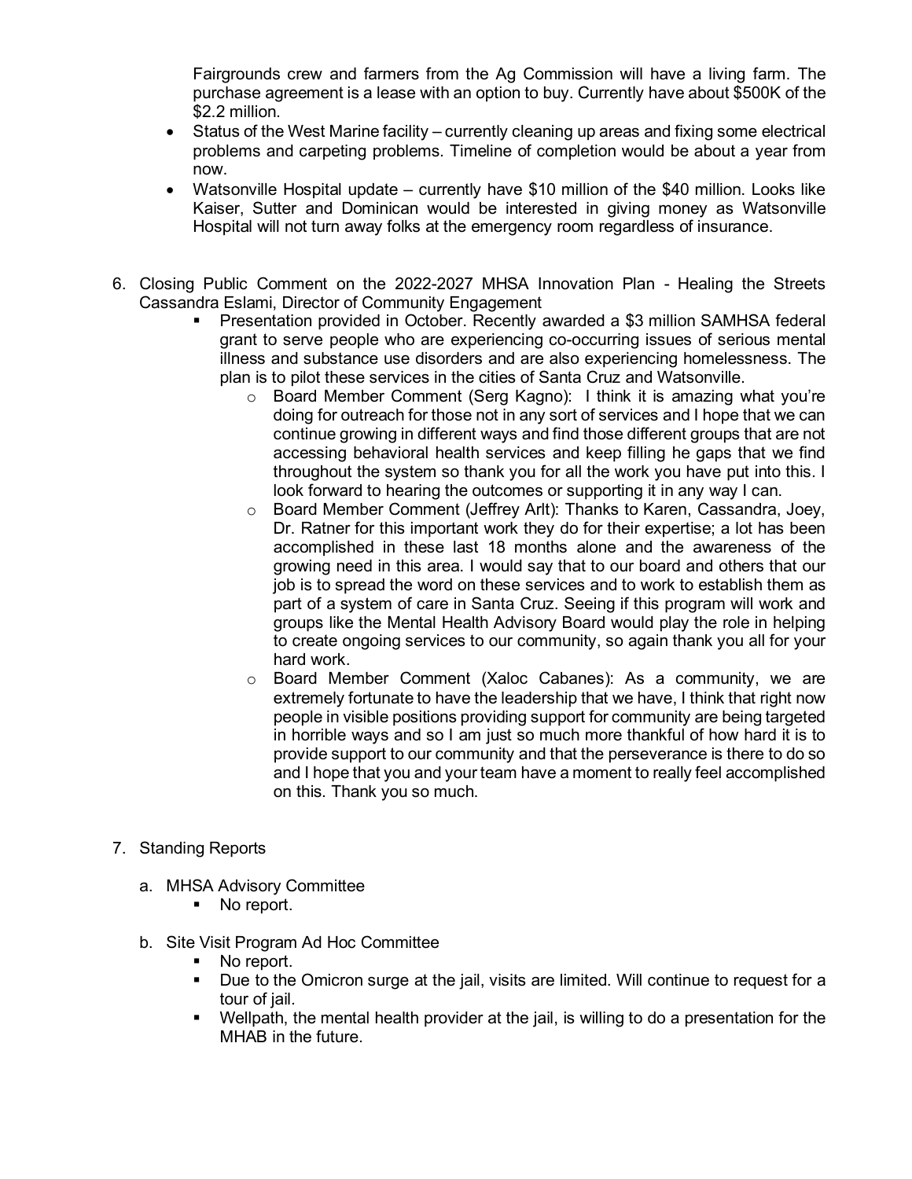Fairgrounds crew and farmers from the Ag Commission will have a living farm. The purchase agreement is a lease with an option to buy. Currently have about $500K of the $2.2 million.

- Status of the West Marine facility – currently cleaning up areas and fixing some electrical problems and carpeting problems. Timeline of completion would be about a year from now.
- Watsonville Hospital update – currently have $10 million of the $40 million. Looks like Kaiser, Sutter and Dominican would be interested in giving money as Watsonville Hospital will not turn away folks at the emergency room regardless of insurance.

6. Closing Public Comment on the 2022-2027 MHSA Innovation Plan - Healing the Streets
   Cassandra Eslami, Director of Community Engagement
   - Presentation provided in October. Recently awarded a $3 million SAMHSA federal grant to serve people who are experiencing co-occurring issues of serious mental illness and substance use disorders and are also experiencing homelessness. The plan is to pilot these services in the cities of Santa Cruz and Watsonville.
     - Board Member Comment (Serg Kagno): I think it is amazing what you're doing for outreach for those not in any sort of services and I hope that we can continue growing in different ways and find those different groups that are not accessing behavioral health services and keep filling he gaps that we find throughout the system so thank you for all the work you have put into this. I look forward to hearing the outcomes or supporting it in any way I can.
     - Board Member Comment (Jeffrey Arlt): Thanks to Karen, Cassandra, Joey, Dr. Ratner for this important work they do for their expertise; a lot has been accomplished in these last 18 months alone and the awareness of the growing need in this area. I would say that to our board and others that our job is to spread the word on these services and to work to establish them as part of a system of care in Santa Cruz. Seeing if this program will work and groups like the Mental Health Advisory Board would play the role in helping to create ongoing services to our community, so again thank you all for your hard work.
     - Board Member Comment (Xaloc Cabanes): As a community, we are extremely fortunate to have the leadership that we have, I think that right now people in visible positions providing support for community are being targeted in horrible ways and so I am just so much more thankful of how hard it is to provide support to our community and that the perseverance is there to do so and I hope that you and your team have a moment to really feel accomplished on this. Thank you so much.

7. Standing Reports

   a. MHSA Advisory Committee
      - No report.

   b. Site Visit Program Ad Hoc Committee
      - No report.
      - Due to the Omicron surge at the jail, visits are limited. Will continue to request for a tour of jail.
      - Wellpath, the mental health provider at the jail, is willing to do a presentation for the MHAB in the future.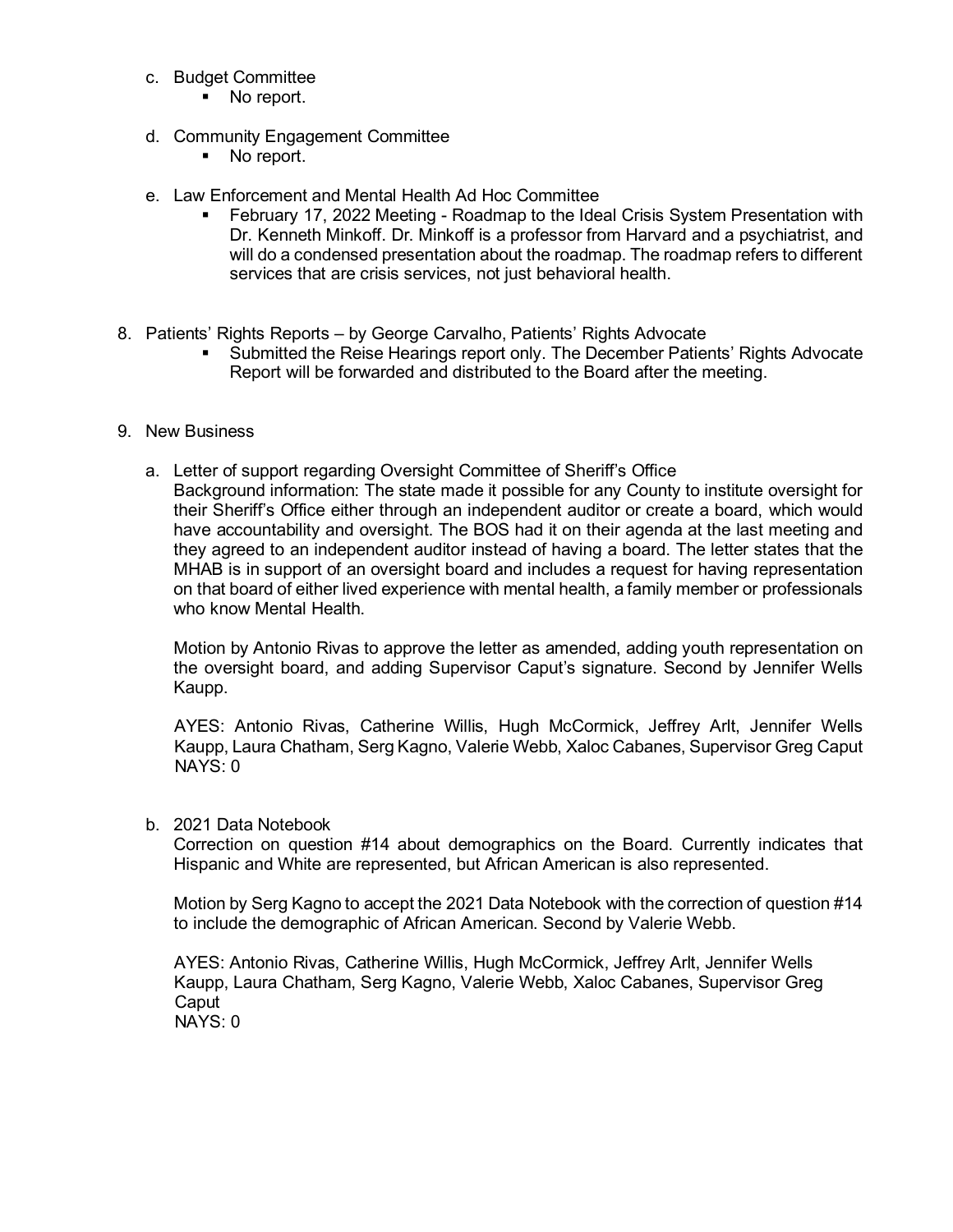c. Budget Committee
   - No report.

d. Community Engagement Committee
   - No report.

e. Law Enforcement and Mental Health Ad Hoc Committee
   - February 17, 2022 Meeting - Roadmap to the Ideal Crisis System Presentation with Dr. Kenneth Minkoff. Dr. Minkoff is a professor from Harvard and a psychiatrist, and will do a condensed presentation about the roadmap. The roadmap refers to different services that are crisis services, not just behavioral health.

8. Patients' Rights Reports – by George Carvalho, Patients' Rights Advocate
   - Submitted the Reise Hearings report only. The December Patients' Rights Advocate Report will be forwarded and distributed to the Board after the meeting.

9. New Business

   a. Letter of support regarding Oversight Committee of Sheriff's Office
   Background information: The state made it possible for any County to institute oversight for their Sheriff's Office either through an independent auditor or create a board, which would have accountability and oversight. The BOS had it on their agenda at the last meeting and they agreed to an independent auditor instead of having a board. The letter states that the MHAB is in support of an oversight board and includes a request for having representation on that board of either lived experience with mental health, a family member or professionals who know Mental Health.

   Motion by Antonio Rivas to approve the letter as amended, adding youth representation on the oversight board, and adding Supervisor Caput's signature. Second by Jennifer Wells Kaupp.

   AYES: Antonio Rivas, Catherine Willis, Hugh McCormick, Jeffrey Arlt, Jennifer Wells Kaupp, Laura Chatham, Serg Kagno, Valerie Webb, Xaloc Cabanes, Supervisor Greg Caput
   NAYS: 0

   b. 2021 Data Notebook
   Correction on question #14 about demographics on the Board. Currently indicates that Hispanic and White are represented, but African American is also represented.

   Motion by Serg Kagno to accept the 2021 Data Notebook with the correction of question #14 to include the demographic of African American. Second by Valerie Webb.

   AYES: Antonio Rivas, Catherine Willis, Hugh McCormick, Jeffrey Arlt, Jennifer Wells Kaupp, Laura Chatham, Serg Kagno, Valerie Webb, Xaloc Cabanes, Supervisor Greg Caput
   NAYS: 0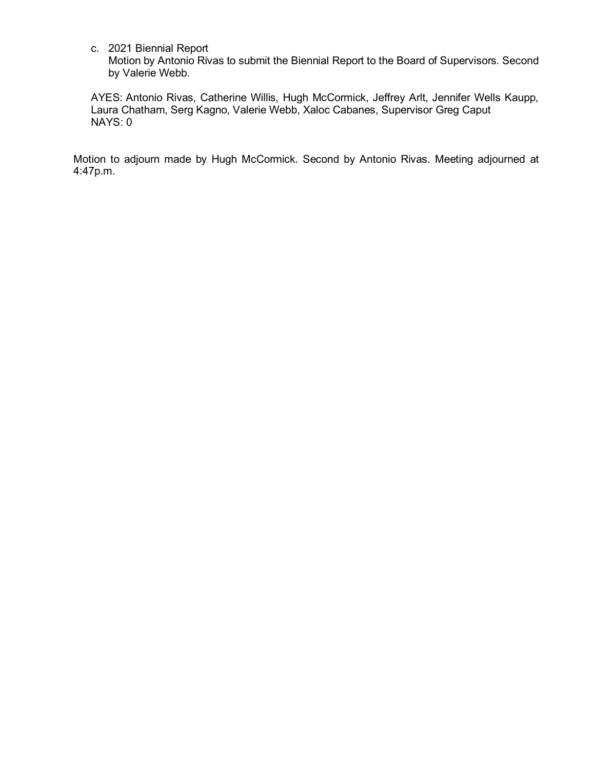c. 2021 Biennial Report
   Motion by Antonio Rivas to submit the Biennial Report to the Board of Supervisors. Second by Valerie Webb.

   AYES: Antonio Rivas, Catherine Willis, Hugh McCormick, Jeffrey Arlt, Jennifer Wells Kaupp, Laura Chatham, Serg Kagno, Valerie Webb, Xaloc Cabanes, Supervisor Greg Caput
   NAYS: 0

Motion to adjourn made by Hugh McCormick. Second by Antonio Rivas. Meeting adjourned at 4:47p.m.